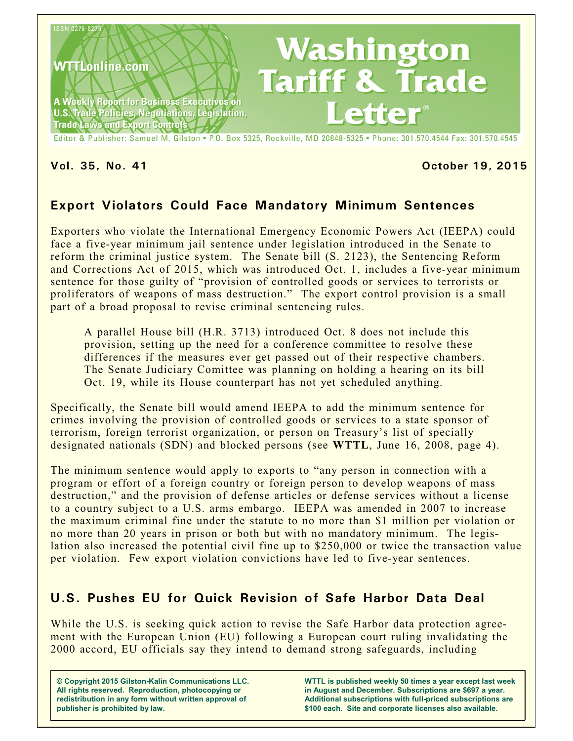ISSN 0276-8275

WTTLonline.com

A Weekly Report for Business Executives on U.S. Trade Policies, Negotiations, Legislation, Trade Laws and Export Controls

# Washington Tariff & Trade Letter®

Editor & Publisher: Samuel M. Gilston • P.O. Box 5325, Rockville, MD 20848-5325 • Phone: 301.570.4544 Fax: 301.570.4545

**Vol. 35, No. 41** **October 19, 2015**

## Export Violators Could Face Mandatory Minimum Sentences

Exporters who violate the International Emergency Economic Powers Act (IEEPA) could face a five-year minimum jail sentence under legislation introduced in the Senate to reform the criminal justice system. The Senate bill (S. 2123), the Sentencing Reform and Corrections Act of 2015, which was introduced Oct. 1, includes a five-year minimum sentence for those guilty of "provision of controlled goods or services to terrorists or proliferators of weapons of mass destruction." The export control provision is a small part of a broad proposal to revise criminal sentencing rules.

A parallel House bill (H.R. 3713) introduced Oct. 8 does not include this provision, setting up the need for a conference committee to resolve these differences if the measures ever get passed out of their respective chambers. The Senate Judiciary Comittee was planning on holding a hearing on its bill Oct. 19, while its House counterpart has not yet scheduled anything.

Specifically, the Senate bill would amend IEEPA to add the minimum sentence for crimes involving the provision of controlled goods or services to a state sponsor of terrorism, foreign terrorist organization, or person on Treasury's list of specially designated nationals (SDN) and blocked persons (see **WTTL**, June 16, 2008, page 4).

The minimum sentence would apply to exports to "any person in connection with a program or effort of a foreign country or foreign person to develop weapons of mass destruction," and the provision of defense articles or defense services without a license to a country subject to a U.S. arms embargo. IEEPA was amended in 2007 to increase the maximum criminal fine under the statute to no more than $1 million per violation or no more than 20 years in prison or both but with no mandatory minimum. The legislation also increased the potential civil fine up to $250,000 or twice the transaction value per violation. Few export violation convictions have led to five-year sentences.

## U.S. Pushes EU for Quick Revision of Safe Harbor Data Deal

While the U.S. is seeking quick action to revise the Safe Harbor data protection agreement with the European Union (EU) following a European court ruling invalidating the 2000 accord, EU officials say they intend to demand strong safeguards, including

**© Copyright 2015 Gilston-Kalin Communications LLC. All rights reserved. Reproduction, photocopying or redistribution in any form without written approval of publisher is prohibited by law.**

**WTTL is published weekly 50 times a year except last week in August and December. Subscriptions are $697 a year. Additional subscriptions with full-priced subscriptions are $100 each. Site and corporate licenses also available.**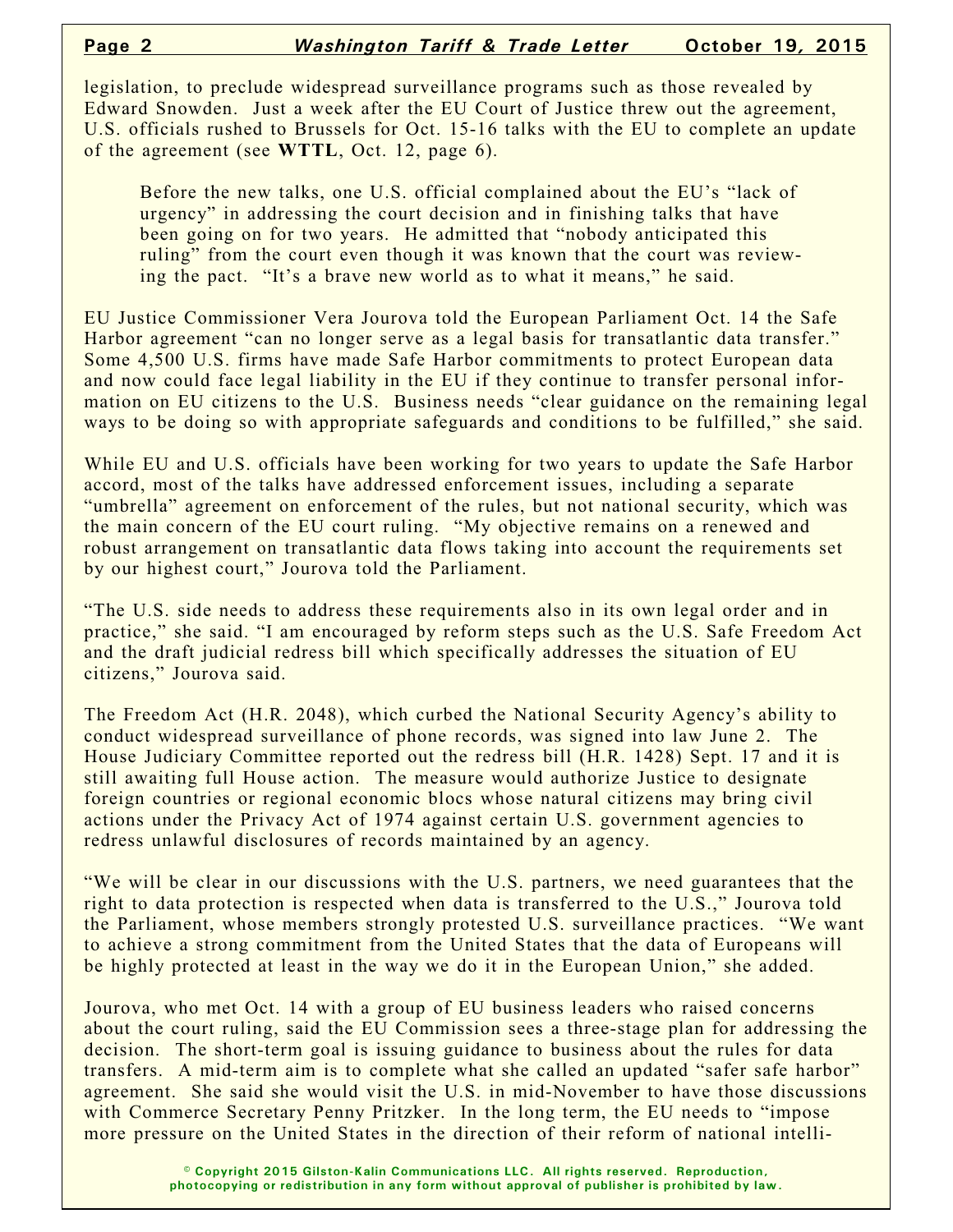legislation, to preclude widespread surveillance programs such as those revealed by Edward Snowden. Just a week after the EU Court of Justice threw out the agreement, U.S. officials rushed to Brussels for Oct. 15-16 talks with the EU to complete an update of the agreement (see **WTTL**, Oct. 12, page 6).

> Before the new talks, one U.S. official complained about the EU's "lack of urgency" in addressing the court decision and in finishing talks that have been going on for two years. He admitted that "nobody anticipated this ruling" from the court even though it was known that the court was reviewing the pact. "It's a brave new world as to what it means," he said.

EU Justice Commissioner Vera Jourova told the European Parliament Oct. 14 the Safe Harbor agreement "can no longer serve as a legal basis for transatlantic data transfer." Some 4,500 U.S. firms have made Safe Harbor commitments to protect European data and now could face legal liability in the EU if they continue to transfer personal information on EU citizens to the U.S. Business needs "clear guidance on the remaining legal ways to be doing so with appropriate safeguards and conditions to be fulfilled," she said.

While EU and U.S. officials have been working for two years to update the Safe Harbor accord, most of the talks have addressed enforcement issues, including a separate "umbrella" agreement on enforcement of the rules, but not national security, which was the main concern of the EU court ruling. "My objective remains on a renewed and robust arrangement on transatlantic data flows taking into account the requirements set by our highest court," Jourova told the Parliament.

"The U.S. side needs to address these requirements also in its own legal order and in practice," she said. "I am encouraged by reform steps such as the U.S. Safe Freedom Act and the draft judicial redress bill which specifically addresses the situation of EU citizens," Jourova said.

The Freedom Act (H.R. 2048), which curbed the National Security Agency's ability to conduct widespread surveillance of phone records, was signed into law June 2. The House Judiciary Committee reported out the redress bill (H.R. 1428) Sept. 17 and it is still awaiting full House action. The measure would authorize Justice to designate foreign countries or regional economic blocs whose natural citizens may bring civil actions under the Privacy Act of 1974 against certain U.S. government agencies to redress unlawful disclosures of records maintained by an agency.

"We will be clear in our discussions with the U.S. partners, we need guarantees that the right to data protection is respected when data is transferred to the U.S.," Jourova told the Parliament, whose members strongly protested U.S. surveillance practices. "We want to achieve a strong commitment from the United States that the data of Europeans will be highly protected at least in the way we do it in the European Union," she added.

Jourova, who met Oct. 14 with a group of EU business leaders who raised concerns about the court ruling, said the EU Commission sees a three-stage plan for addressing the decision. The short-term goal is issuing guidance to business about the rules for data transfers. A mid-term aim is to complete what she called an updated "safer safe harbor" agreement. She said she would visit the U.S. in mid-November to have those discussions with Commerce Secretary Penny Pritzker. In the long term, the EU needs to "impose more pressure on the United States in the direction of their reform of national intelli-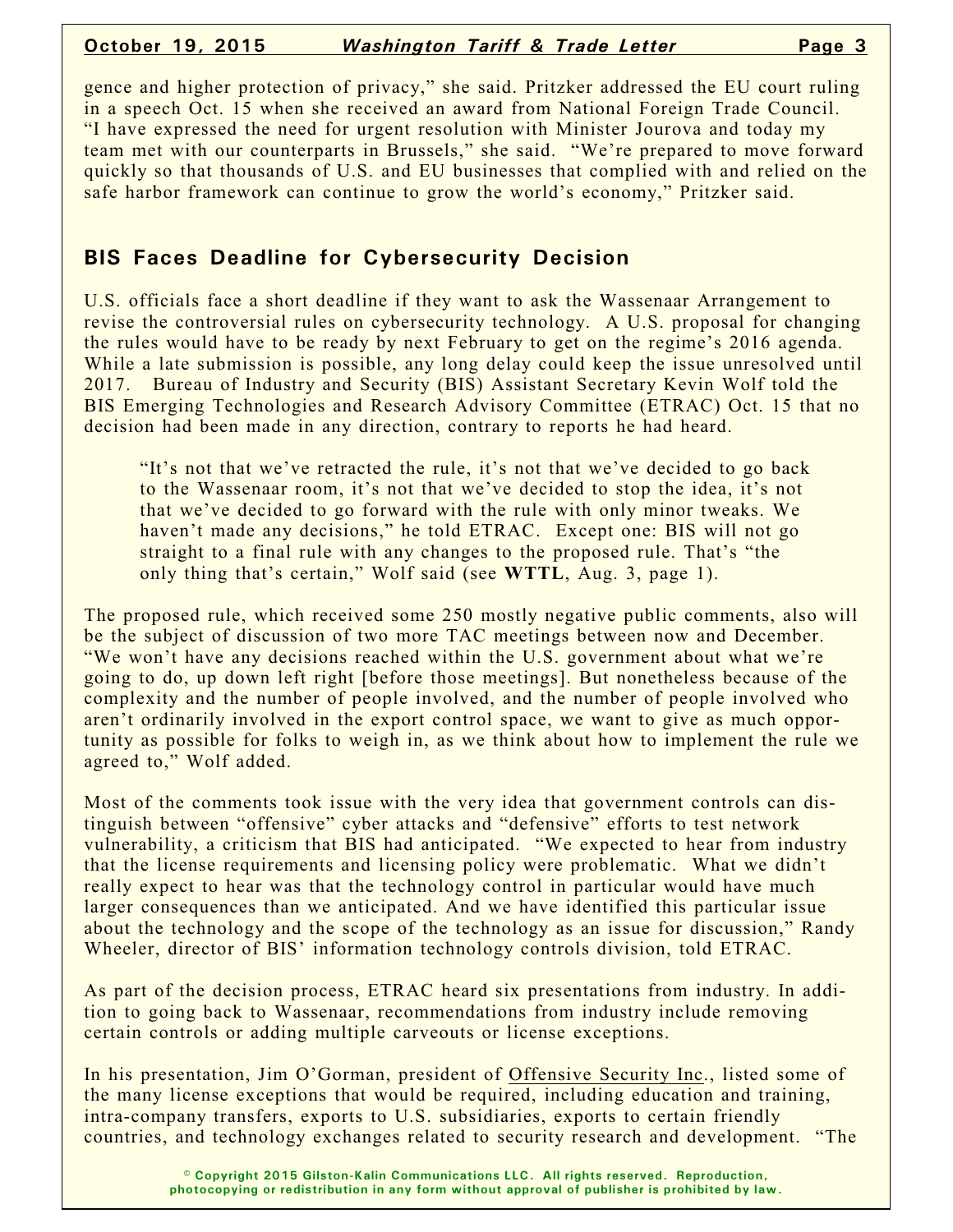gence and higher protection of privacy," she said. Pritzker addressed the EU court ruling in a speech Oct. 15 when she received an award from National Foreign Trade Council. "I have expressed the need for urgent resolution with Minister Jourova and today my team met with our counterparts in Brussels," she said. "We're prepared to move forward quickly so that thousands of U.S. and EU businesses that complied with and relied on the safe harbor framework can continue to grow the world's economy," Pritzker said.

## BIS Faces Deadline for Cybersecurity Decision

U.S. officials face a short deadline if they want to ask the Wassenaar Arrangement to revise the controversial rules on cybersecurity technology. A U.S. proposal for changing the rules would have to be ready by next February to get on the regime's 2016 agenda. While a late submission is possible, any long delay could keep the issue unresolved until 2017. Bureau of Industry and Security (BIS) Assistant Secretary Kevin Wolf told the BIS Emerging Technologies and Research Advisory Committee (ETRAC) Oct. 15 that no decision had been made in any direction, contrary to reports he had heard.

> "It's not that we've retracted the rule, it's not that we've decided to go back to the Wassenaar room, it's not that we've decided to stop the idea, it's not that we've decided to go forward with the rule with only minor tweaks. We haven't made any decisions," he told ETRAC. Except one: BIS will not go straight to a final rule with any changes to the proposed rule. That's "the only thing that's certain," Wolf said (see **WTTL**, Aug. 3, page 1).

The proposed rule, which received some 250 mostly negative public comments, also will be the subject of discussion of two more TAC meetings between now and December. "We won't have any decisions reached within the U.S. government about what we're going to do, up down left right [before those meetings]. But nonetheless because of the complexity and the number of people involved, and the number of people involved who aren't ordinarily involved in the export control space, we want to give as much opportunity as possible for folks to weigh in, as we think about how to implement the rule we agreed to," Wolf added.

Most of the comments took issue with the very idea that government controls can distinguish between "offensive" cyber attacks and "defensive" efforts to test network vulnerability, a criticism that BIS had anticipated. "We expected to hear from industry that the license requirements and licensing policy were problematic. What we didn't really expect to hear was that the technology control in particular would have much larger consequences than we anticipated. And we have identified this particular issue about the technology and the scope of the technology as an issue for discussion," Randy Wheeler, director of BIS' information technology controls division, told ETRAC.

As part of the decision process, ETRAC heard six presentations from industry. In addition to going back to Wassenaar, recommendations from industry include removing certain controls or adding multiple carveouts or license exceptions.

In his presentation, Jim O'Gorman, president of Offensive Security Inc., listed some of the many license exceptions that would be required, including education and training, intra-company transfers, exports to U.S. subsidiaries, exports to certain friendly countries, and technology exchanges related to security research and development. "The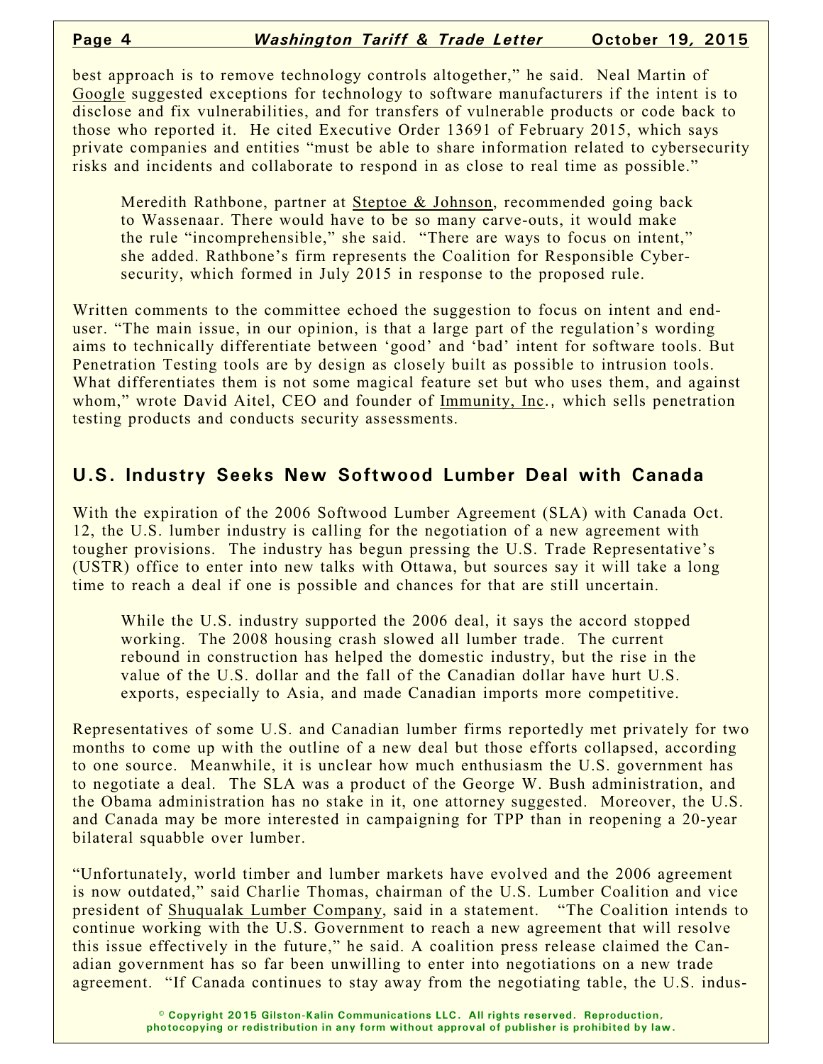best approach is to remove technology controls altogether," he said. Neal Martin of Google suggested exceptions for technology to software manufacturers if the intent is to disclose and fix vulnerabilities, and for transfers of vulnerable products or code back to those who reported it. He cited Executive Order 13691 of February 2015, which says private companies and entities "must be able to share information related to cybersecurity risks and incidents and collaborate to respond in as close to real time as possible."

Meredith Rathbone, partner at Steptoe & Johnson, recommended going back to Wassenaar. There would have to be so many carve-outs, it would make the rule "incomprehensible," she said. "There are ways to focus on intent," she added. Rathbone's firm represents the Coalition for Responsible Cybersecurity, which formed in July 2015 in response to the proposed rule.

Written comments to the committee echoed the suggestion to focus on intent and end-user. "The main issue, in our opinion, is that a large part of the regulation's wording aims to technically differentiate between 'good' and 'bad' intent for software tools. But Penetration Testing tools are by design as closely built as possible to intrusion tools. What differentiates them is not some magical feature set but who uses them, and against whom," wrote David Aitel, CEO and founder of Immunity, Inc., which sells penetration testing products and conducts security assessments.

## U.S. Industry Seeks New Softwood Lumber Deal with Canada

With the expiration of the 2006 Softwood Lumber Agreement (SLA) with Canada Oct. 12, the U.S. lumber industry is calling for the negotiation of a new agreement with tougher provisions. The industry has begun pressing the U.S. Trade Representative's (USTR) office to enter into new talks with Ottawa, but sources say it will take a long time to reach a deal if one is possible and chances for that are still uncertain.

While the U.S. industry supported the 2006 deal, it says the accord stopped working. The 2008 housing crash slowed all lumber trade. The current rebound in construction has helped the domestic industry, but the rise in the value of the U.S. dollar and the fall of the Canadian dollar have hurt U.S. exports, especially to Asia, and made Canadian imports more competitive.

Representatives of some U.S. and Canadian lumber firms reportedly met privately for two months to come up with the outline of a new deal but those efforts collapsed, according to one source. Meanwhile, it is unclear how much enthusiasm the U.S. government has to negotiate a deal. The SLA was a product of the George W. Bush administration, and the Obama administration has no stake in it, one attorney suggested. Moreover, the U.S. and Canada may be more interested in campaigning for TPP than in reopening a 20-year bilateral squabble over lumber.

"Unfortunately, world timber and lumber markets have evolved and the 2006 agreement is now outdated," said Charlie Thomas, chairman of the U.S. Lumber Coalition and vice president of Shuqualak Lumber Company, said in a statement. "The Coalition intends to continue working with the U.S. Government to reach a new agreement that will resolve this issue effectively in the future," he said. A coalition press release claimed the Canadian government has so far been unwilling to enter into negotiations on a new trade agreement. "If Canada continues to stay away from the negotiating table, the U.S. indus-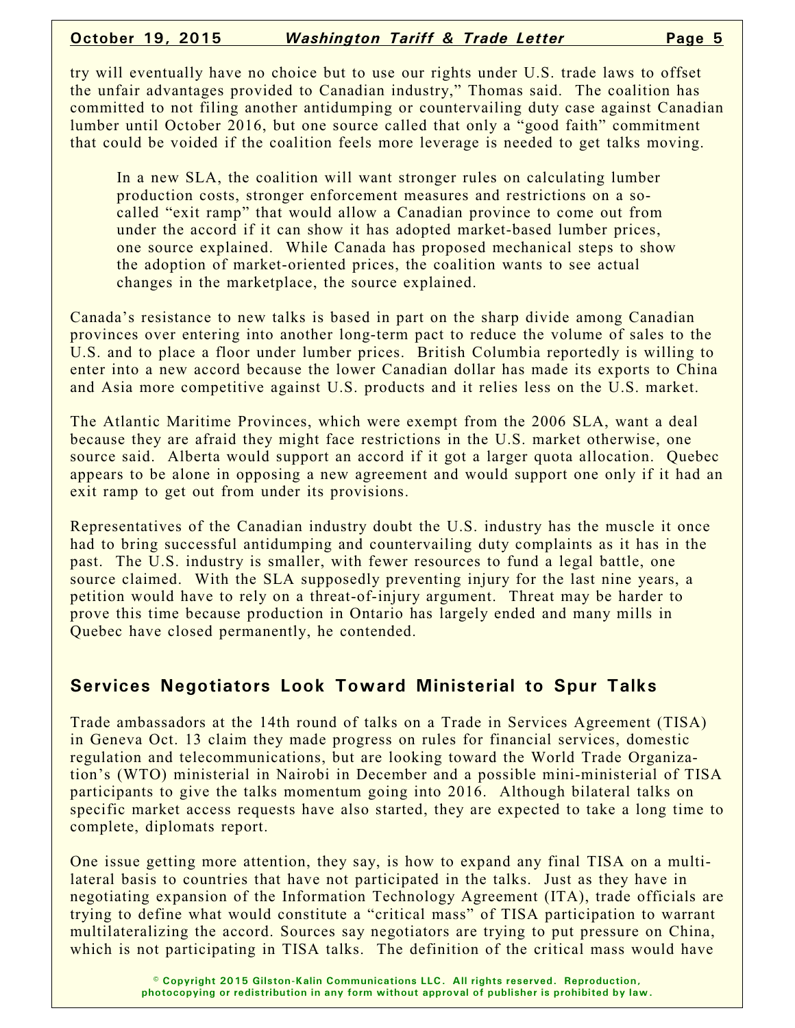try will eventually have no choice but to use our rights under U.S. trade laws to offset the unfair advantages provided to Canadian industry," Thomas said. The coalition has committed to not filing another antidumping or countervailing duty case against Canadian lumber until October 2016, but one source called that only a "good faith" commitment that could be voided if the coalition feels more leverage is needed to get talks moving.

> In a new SLA, the coalition will want stronger rules on calculating lumber production costs, stronger enforcement measures and restrictions on a so-called "exit ramp" that would allow a Canadian province to come out from under the accord if it can show it has adopted market-based lumber prices, one source explained. While Canada has proposed mechanical steps to show the adoption of market-oriented prices, the coalition wants to see actual changes in the marketplace, the source explained.

Canada's resistance to new talks is based in part on the sharp divide among Canadian provinces over entering into another long-term pact to reduce the volume of sales to the U.S. and to place a floor under lumber prices. British Columbia reportedly is willing to enter into a new accord because the lower Canadian dollar has made its exports to China and Asia more competitive against U.S. products and it relies less on the U.S. market.

The Atlantic Maritime Provinces, which were exempt from the 2006 SLA, want a deal because they are afraid they might face restrictions in the U.S. market otherwise, one source said. Alberta would support an accord if it got a larger quota allocation. Quebec appears to be alone in opposing a new agreement and would support one only if it had an exit ramp to get out from under its provisions.

Representatives of the Canadian industry doubt the U.S. industry has the muscle it once had to bring successful antidumping and countervailing duty complaints as it has in the past. The U.S. industry is smaller, with fewer resources to fund a legal battle, one source claimed. With the SLA supposedly preventing injury for the last nine years, a petition would have to rely on a threat-of-injury argument. Threat may be harder to prove this time because production in Ontario has largely ended and many mills in Quebec have closed permanently, he contended.

## Services Negotiators Look Toward Ministerial to Spur Talks

Trade ambassadors at the 14th round of talks on a Trade in Services Agreement (TISA) in Geneva Oct. 13 claim they made progress on rules for financial services, domestic regulation and telecommunications, but are looking toward the World Trade Organization's (WTO) ministerial in Nairobi in December and a possible mini-ministerial of TISA participants to give the talks momentum going into 2016. Although bilateral talks on specific market access requests have also started, they are expected to take a long time to complete, diplomats report.

One issue getting more attention, they say, is how to expand any final TISA on a multilateral basis to countries that have not participated in the talks. Just as they have in negotiating expansion of the Information Technology Agreement (ITA), trade officials are trying to define what would constitute a "critical mass" of TISA participation to warrant multilateralizing the accord. Sources say negotiators are trying to put pressure on China, which is not participating in TISA talks. The definition of the critical mass would have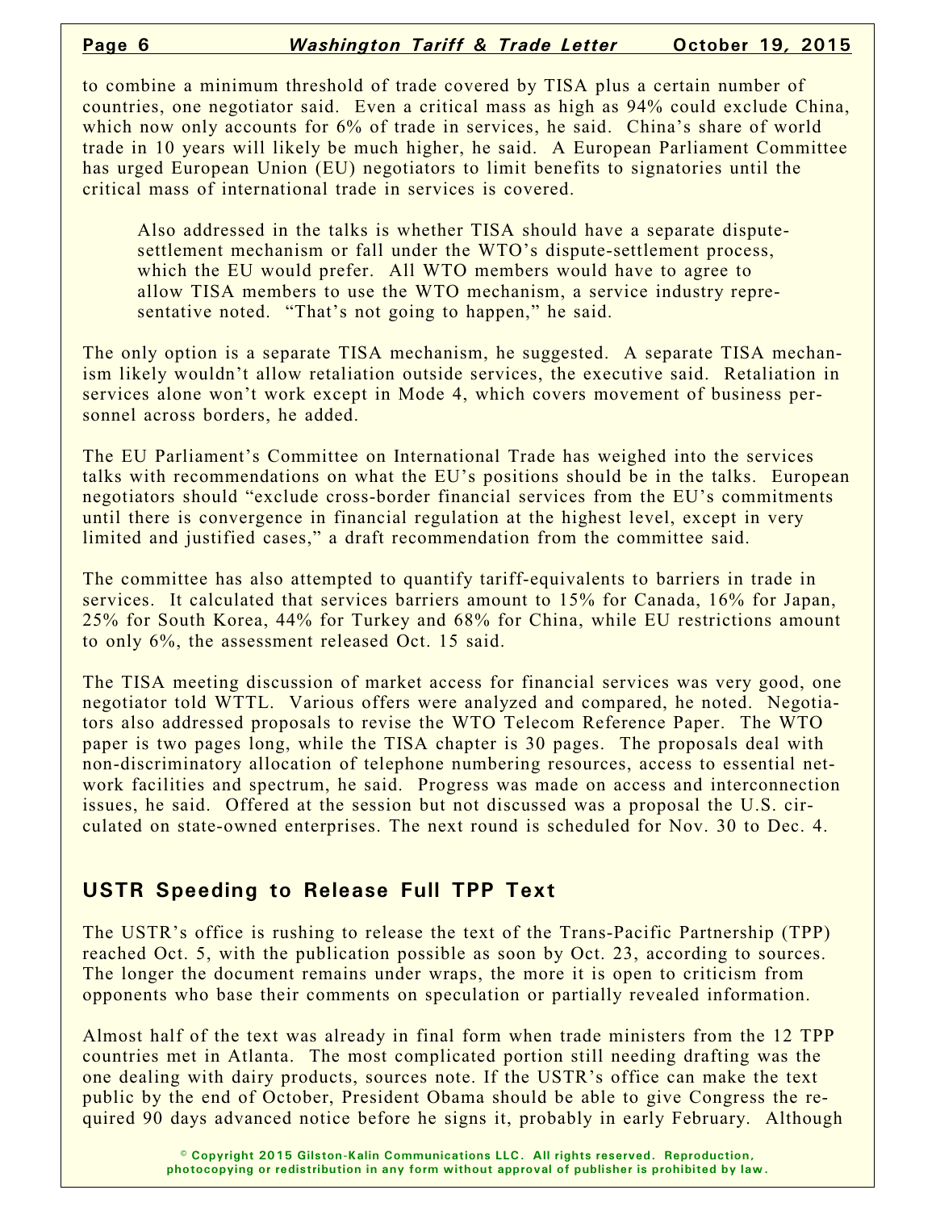to combine a minimum threshold of trade covered by TISA plus a certain number of countries, one negotiator said. Even a critical mass as high as 94% could exclude China, which now only accounts for 6% of trade in services, he said. China's share of world trade in 10 years will likely be much higher, he said. A European Parliament Committee has urged European Union (EU) negotiators to limit benefits to signatories until the critical mass of international trade in services is covered.

Also addressed in the talks is whether TISA should have a separate dispute-settlement mechanism or fall under the WTO's dispute-settlement process, which the EU would prefer. All WTO members would have to agree to allow TISA members to use the WTO mechanism, a service industry representative noted. "That's not going to happen," he said.

The only option is a separate TISA mechanism, he suggested. A separate TISA mechanism likely wouldn't allow retaliation outside services, the executive said. Retaliation in services alone won't work except in Mode 4, which covers movement of business personnel across borders, he added.

The EU Parliament's Committee on International Trade has weighed into the services talks with recommendations on what the EU's positions should be in the talks. European negotiators should "exclude cross-border financial services from the EU's commitments until there is convergence in financial regulation at the highest level, except in very limited and justified cases," a draft recommendation from the committee said.

The committee has also attempted to quantify tariff-equivalents to barriers in trade in services. It calculated that services barriers amount to 15% for Canada, 16% for Japan, 25% for South Korea, 44% for Turkey and 68% for China, while EU restrictions amount to only 6%, the assessment released Oct. 15 said.

The TISA meeting discussion of market access for financial services was very good, one negotiator told WTTL. Various offers were analyzed and compared, he noted. Negotiators also addressed proposals to revise the WTO Telecom Reference Paper. The WTO paper is two pages long, while the TISA chapter is 30 pages. The proposals deal with non-discriminatory allocation of telephone numbering resources, access to essential network facilities and spectrum, he said. Progress was made on access and interconnection issues, he said. Offered at the session but not discussed was a proposal the U.S. circulated on state-owned enterprises. The next round is scheduled for Nov. 30 to Dec. 4.

## USTR Speeding to Release Full TPP Text

The USTR's office is rushing to release the text of the Trans-Pacific Partnership (TPP) reached Oct. 5, with the publication possible as soon by Oct. 23, according to sources. The longer the document remains under wraps, the more it is open to criticism from opponents who base their comments on speculation or partially revealed information.

Almost half of the text was already in final form when trade ministers from the 12 TPP countries met in Atlanta. The most complicated portion still needing drafting was the one dealing with dairy products, sources note. If the USTR's office can make the text public by the end of October, President Obama should be able to give Congress the required 90 days advanced notice before he signs it, probably in early February. Although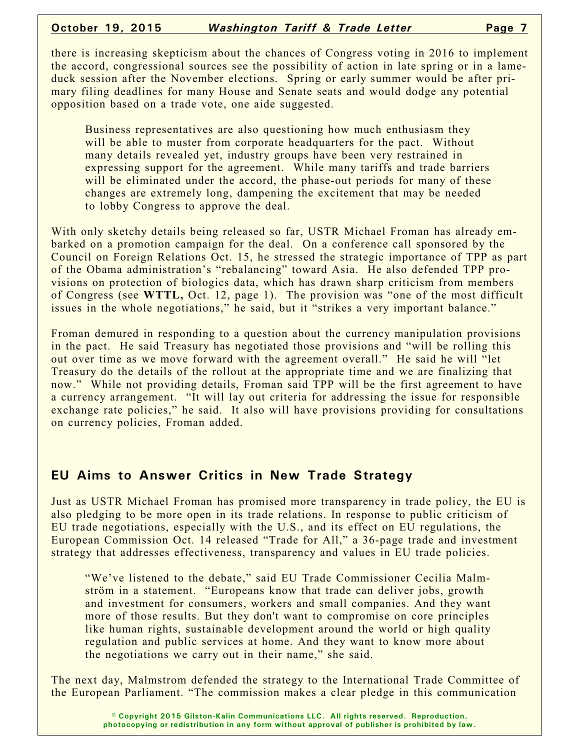there is increasing skepticism about the chances of Congress voting in 2016 to implement the accord, congressional sources see the possibility of action in late spring or in a lame-duck session after the November elections. Spring or early summer would be after primary filing deadlines for many House and Senate seats and would dodge any potential opposition based on a trade vote, one aide suggested.

> Business representatives are also questioning how much enthusiasm they will be able to muster from corporate headquarters for the pact. Without many details revealed yet, industry groups have been very restrained in expressing support for the agreement. While many tariffs and trade barriers will be eliminated under the accord, the phase-out periods for many of these changes are extremely long, dampening the excitement that may be needed to lobby Congress to approve the deal.

With only sketchy details being released so far, USTR Michael Froman has already embarked on a promotion campaign for the deal. On a conference call sponsored by the Council on Foreign Relations Oct. 15, he stressed the strategic importance of TPP as part of the Obama administration's "rebalancing" toward Asia. He also defended TPP provisions on protection of biologics data, which has drawn sharp criticism from members of Congress (see **WTTL,** Oct. 12, page 1). The provision was "one of the most difficult issues in the whole negotiations," he said, but it "strikes a very important balance."

Froman demurred in responding to a question about the currency manipulation provisions in the pact. He said Treasury has negotiated those provisions and "will be rolling this out over time as we move forward with the agreement overall." He said he will "let Treasury do the details of the rollout at the appropriate time and we are finalizing that now." While not providing details, Froman said TPP will be the first agreement to have a currency arrangement. "It will lay out criteria for addressing the issue for responsible exchange rate policies," he said. It also will have provisions providing for consultations on currency policies, Froman added.

## EU Aims to Answer Critics in New Trade Strategy

Just as USTR Michael Froman has promised more transparency in trade policy, the EU is also pledging to be more open in its trade relations. In response to public criticism of EU trade negotiations, especially with the U.S., and its effect on EU regulations, the European Commission Oct. 14 released "Trade for All," a 36-page trade and investment strategy that addresses effectiveness, transparency and values in EU trade policies.

> "We've listened to the debate," said EU Trade Commissioner Cecilia Malmström in a statement. "Europeans know that trade can deliver jobs, growth and investment for consumers, workers and small companies. And they want more of those results. But they don't want to compromise on core principles like human rights, sustainable development around the world or high quality regulation and public services at home. And they want to know more about the negotiations we carry out in their name," she said.

The next day, Malmstrom defended the strategy to the International Trade Committee of the European Parliament. "The commission makes a clear pledge in this communication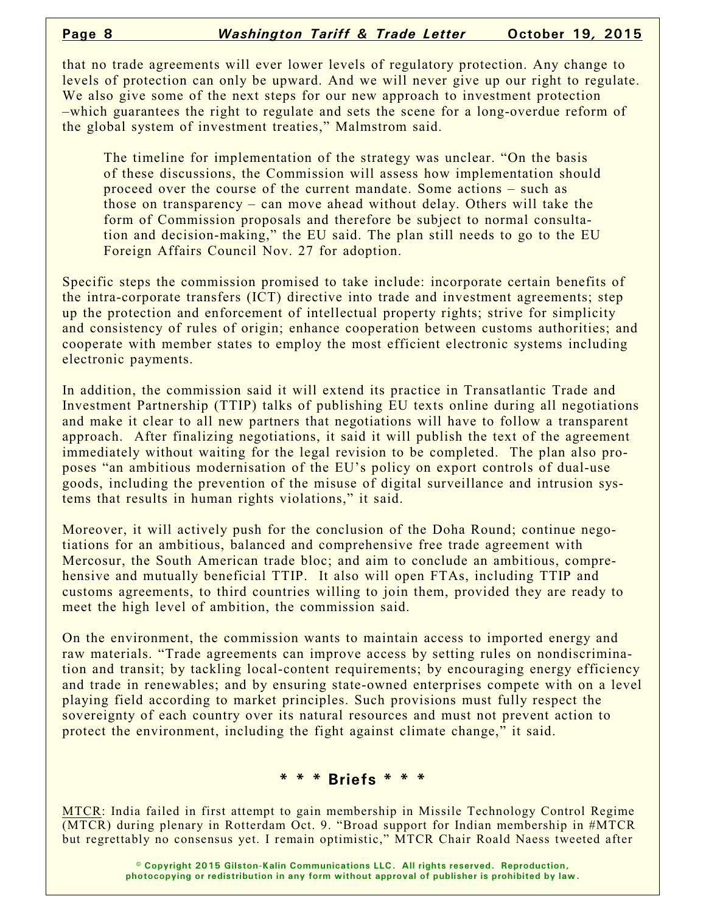that no trade agreements will ever lower levels of regulatory protection. Any change to levels of protection can only be upward. And we will never give up our right to regulate. We also give some of the next steps for our new approach to investment protection –which guarantees the right to regulate and sets the scene for a long-overdue reform of the global system of investment treaties," Malmstrom said.

> The timeline for implementation of the strategy was unclear. "On the basis of these discussions, the Commission will assess how implementation should proceed over the course of the current mandate. Some actions – such as those on transparency – can move ahead without delay. Others will take the form of Commission proposals and therefore be subject to normal consultation and decision-making," the EU said. The plan still needs to go to the EU Foreign Affairs Council Nov. 27 for adoption.

Specific steps the commission promised to take include: incorporate certain benefits of the intra-corporate transfers (ICT) directive into trade and investment agreements; step up the protection and enforcement of intellectual property rights; strive for simplicity and consistency of rules of origin; enhance cooperation between customs authorities; and cooperate with member states to employ the most efficient electronic systems including electronic payments.

In addition, the commission said it will extend its practice in Transatlantic Trade and Investment Partnership (TTIP) talks of publishing EU texts online during all negotiations and make it clear to all new partners that negotiations will have to follow a transparent approach. After finalizing negotiations, it said it will publish the text of the agreement immediately without waiting for the legal revision to be completed. The plan also proposes "an ambitious modernisation of the EU's policy on export controls of dual-use goods, including the prevention of the misuse of digital surveillance and intrusion systems that results in human rights violations," it said.

Moreover, it will actively push for the conclusion of the Doha Round; continue negotiations for an ambitious, balanced and comprehensive free trade agreement with Mercosur, the South American trade bloc; and aim to conclude an ambitious, comprehensive and mutually beneficial TTIP. It also will open FTAs, including TTIP and customs agreements, to third countries willing to join them, provided they are ready to meet the high level of ambition, the commission said.

On the environment, the commission wants to maintain access to imported energy and raw materials. "Trade agreements can improve access by setting rules on nondiscrimination and transit; by tackling local-content requirements; by encouraging energy efficiency and trade in renewables; and by ensuring state-owned enterprises compete with on a level playing field according to market principles. Such provisions must fully respect the sovereignty of each country over its natural resources and must not prevent action to protect the environment, including the fight against climate change," it said.

## * * * Briefs * * *

MTCR: India failed in first attempt to gain membership in Missile Technology Control Regime (MTCR) during plenary in Rotterdam Oct. 9. "Broad support for Indian membership in #MTCR but regrettably no consensus yet. I remain optimistic," MTCR Chair Roald Naess tweeted after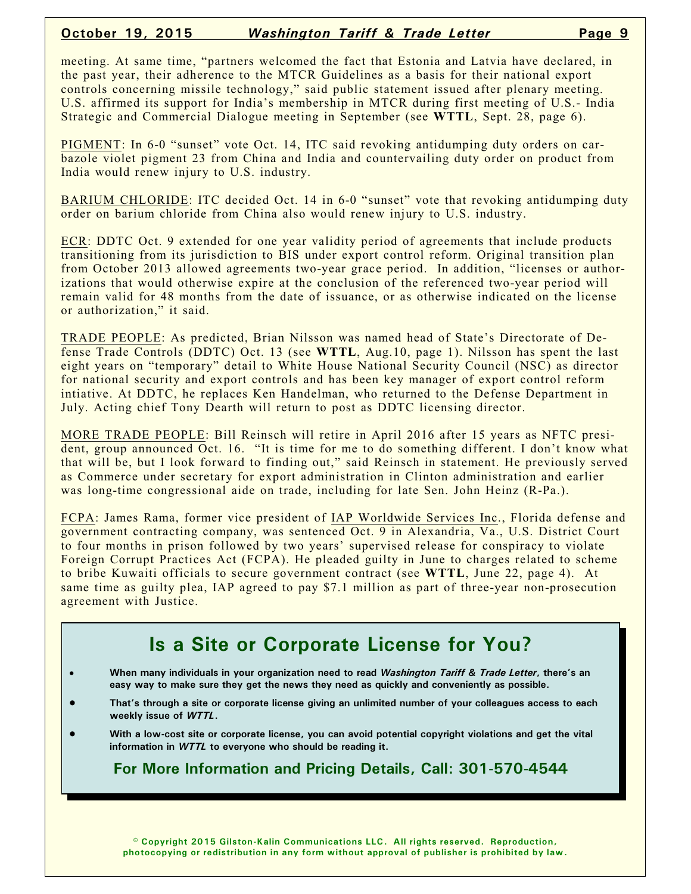meeting. At same time, "partners welcomed the fact that Estonia and Latvia have declared, in the past year, their adherence to the MTCR Guidelines as a basis for their national export controls concerning missile technology," said public statement issued after plenary meeting. U.S. affirmed its support for India's membership in MTCR during first meeting of U.S.- India Strategic and Commercial Dialogue meeting in September (see **WTTL**, Sept. 28, page 6).

PIGMENT: In 6-0 "sunset" vote Oct. 14, ITC said revoking antidumping duty orders on carbazole violet pigment 23 from China and India and countervailing duty order on product from India would renew injury to U.S. industry.

BARIUM CHLORIDE: ITC decided Oct. 14 in 6-0 "sunset" vote that revoking antidumping duty order on barium chloride from China also would renew injury to U.S. industry.

ECR: DDTC Oct. 9 extended for one year validity period of agreements that include products transitioning from its jurisdiction to BIS under export control reform. Original transition plan from October 2013 allowed agreements two-year grace period. In addition, "licenses or authorizations that would otherwise expire at the conclusion of the referenced two-year period will remain valid for 48 months from the date of issuance, or as otherwise indicated on the license or authorization," it said.

TRADE PEOPLE: As predicted, Brian Nilsson was named head of State's Directorate of Defense Trade Controls (DDTC) Oct. 13 (see **WTTL**, Aug.10, page 1). Nilsson has spent the last eight years on "temporary" detail to White House National Security Council (NSC) as director for national security and export controls and has been key manager of export control reform intiative. At DDTC, he replaces Ken Handelman, who returned to the Defense Department in July. Acting chief Tony Dearth will return to post as DDTC licensing director.

MORE TRADE PEOPLE: Bill Reinsch will retire in April 2016 after 15 years as NFTC president, group announced Oct. 16. "It is time for me to do something different. I don't know what that will be, but I look forward to finding out," said Reinsch in statement. He previously served as Commerce under secretary for export administration in Clinton administration and earlier was long-time congressional aide on trade, including for late Sen. John Heinz (R-Pa.).

FCPA: James Rama, former vice president of IAP Worldwide Services Inc., Florida defense and government contracting company, was sentenced Oct. 9 in Alexandria, Va., U.S. District Court to four months in prison followed by two years' supervised release for conspiracy to violate Foreign Corrupt Practices Act (FCPA). He pleaded guilty in June to charges related to scheme to bribe Kuwaiti officials to secure government contract (see **WTTL**, June 22, page 4). At same time as guilty plea, IAP agreed to pay $7.1 million as part of three-year non-prosecution agreement with Justice.

## Is a Site or Corporate License for You?

- **When many individuals in your organization need to read *Washington Tariff & Trade Letter*, there's an easy way to make sure they get the news they need as quickly and conveniently as possible.**
- **That's through a site or corporate license giving an unlimited number of your colleagues access to each weekly issue of *WTTL*.**
- **With a low-cost site or corporate license, you can avoid potential copyright violations and get the vital information in *WTTL* to everyone who should be reading it.**

**For More Information and Pricing Details, Call: 301-570-4544**

**© Copyright 2015 Gilston-Kalin Communications LLC. All rights reserved. Reproduction, photocopying or redistribution in any form without approval of publisher is prohibited by law.**